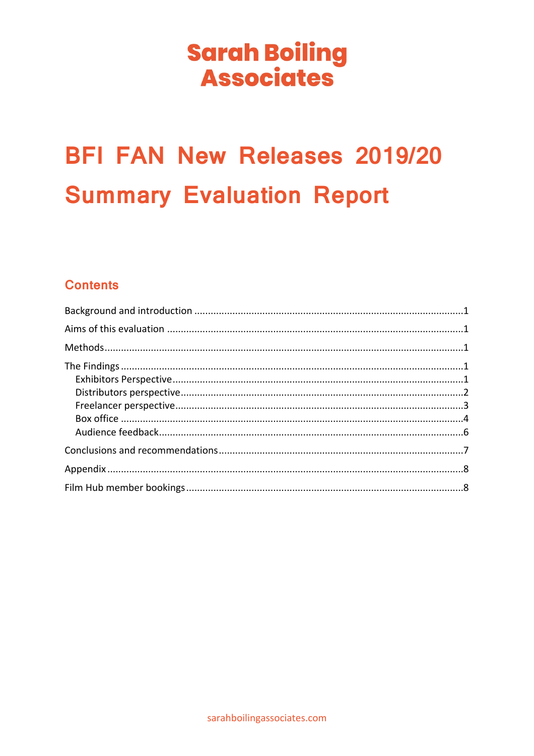Sarah Boiling Associates

# BFI FAN New Releases 2019/20 Summary Evaluation Report

## Contents

Background and introduction ....................................................................................1

Aims of this evaluation ..............................................................................................1

Methods.....................................................................................................................1

The Findings ..............................................................................................................1

- Exhibitors Perspective ..........................................................................................1
- Distributors perspective .......................................................................................2
- Freelancer perspective .........................................................................................3
- Box office ..............................................................................................................4
- Audience feedback ...............................................................................................6

Conclusions and recommendations ..........................................................................7

Appendix ...................................................................................................................8

Film Hub member bookings .......................................................................................8

sarahboilingassociates.com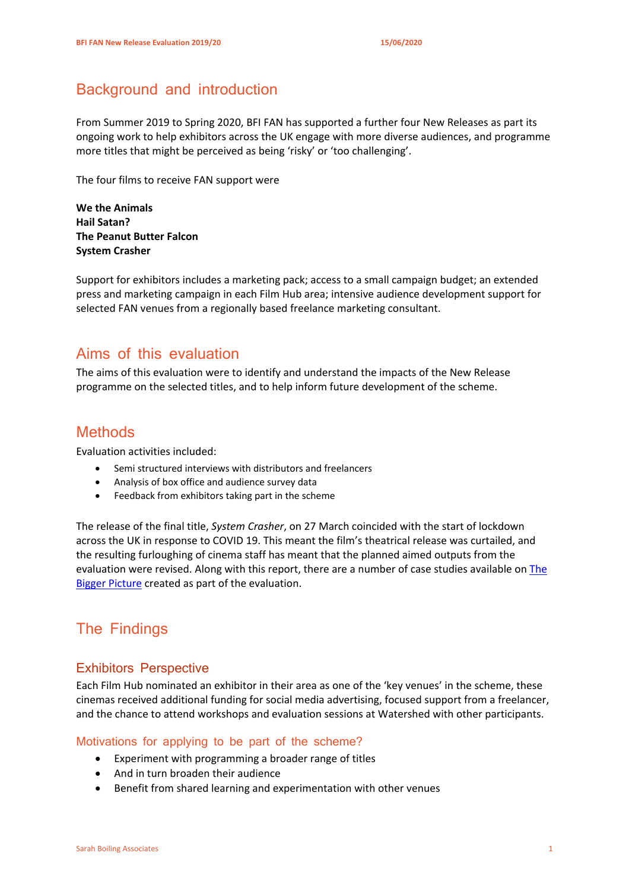# Background and introduction

From Summer 2019 to Spring 2020, BFI FAN has supported a further four New Releases as part its ongoing work to help exhibitors across the UK engage with more diverse audiences, and programme more titles that might be perceived as being 'risky' or 'too challenging'.

The four films to receive FAN support were

**We the Animals**
**Hail Satan?**
**The Peanut Butter Falcon**
**System Crasher**

Support for exhibitors includes a marketing pack; access to a small campaign budget; an extended press and marketing campaign in each Film Hub area; intensive audience development support for selected FAN venues from a regionally based freelance marketing consultant.

# Aims of this evaluation

The aims of this evaluation were to identify and understand the impacts of the New Release programme on the selected titles, and to help inform future development of the scheme.

# Methods

Evaluation activities included:

- Semi structured interviews with distributors and freelancers
- Analysis of box office and audience survey data
- Feedback from exhibitors taking part in the scheme

The release of the final title, *System Crasher*, on 27 March coincided with the start of lockdown across the UK in response to COVID 19. This meant the film's theatrical release was curtailed, and the resulting furloughing of cinema staff has meant that the planned aimed outputs from the evaluation were revised. Along with this report, there are a number of case studies available on [The Bigger Picture] created as part of the evaluation.

# The Findings

## Exhibitors Perspective

Each Film Hub nominated an exhibitor in their area as one of the 'key venues' in the scheme, these cinemas received additional funding for social media advertising, focused support from a freelancer, and the chance to attend workshops and evaluation sessions at Watershed with other participants.

### Motivations for applying to be part of the scheme?

- Experiment with programming a broader range of titles
- And in turn broaden their audience
- Benefit from shared learning and experimentation with other venues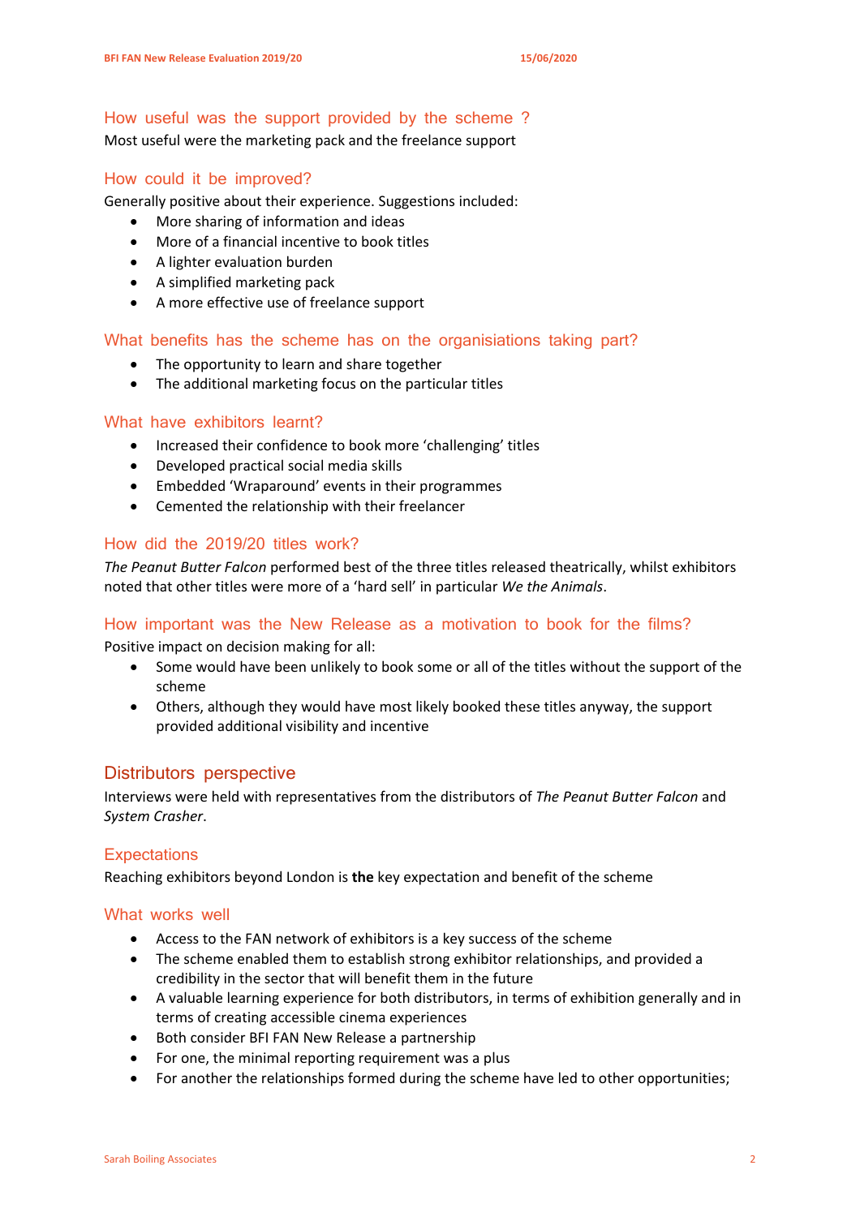### How useful was the support provided by the scheme ?

Most useful were the marketing pack and the freelance support

### How could it be improved?

Generally positive about their experience. Suggestions included:

- More sharing of information and ideas
- More of a financial incentive to book titles
- A lighter evaluation burden
- A simplified marketing pack
- A more effective use of freelance support

### What benefits has the scheme has on the organisiations taking part?

- The opportunity to learn and share together
- The additional marketing focus on the particular titles

### What have exhibitors learnt?

- Increased their confidence to book more 'challenging' titles
- Developed practical social media skills
- Embedded 'Wraparound' events in their programmes
- Cemented the relationship with their freelancer

### How did the 2019/20 titles work?

*The Peanut Butter Falcon* performed best of the three titles released theatrically, whilst exhibitors noted that other titles were more of a 'hard sell' in particular *We the Animals*.

### How important was the New Release as a motivation to book for the films?

Positive impact on decision making for all:

- Some would have been unlikely to book some or all of the titles without the support of the scheme
- Others, although they would have most likely booked these titles anyway, the support provided additional visibility and incentive

## Distributors perspective

Interviews were held with representatives from the distributors of *The Peanut Butter Falcon* and *System Crasher*.

### Expectations

Reaching exhibitors beyond London is **the** key expectation and benefit of the scheme

### What works well

- Access to the FAN network of exhibitors is a key success of the scheme
- The scheme enabled them to establish strong exhibitor relationships, and provided a credibility in the sector that will benefit them in the future
- A valuable learning experience for both distributors, in terms of exhibition generally and in terms of creating accessible cinema experiences
- Both consider BFI FAN New Release a partnership
- For one, the minimal reporting requirement was a plus
- For another the relationships formed during the scheme have led to other opportunities;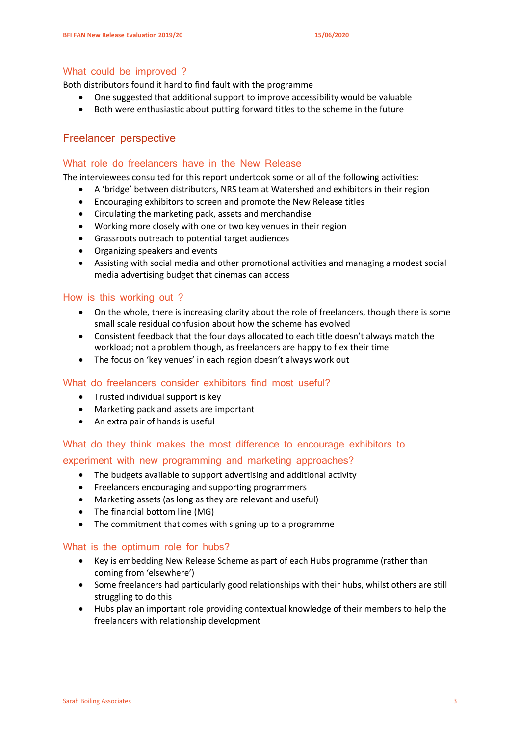### What could be improved ?

Both distributors found it hard to find fault with the programme

- One suggested that additional support to improve accessibility would be valuable
- Both were enthusiastic about putting forward titles to the scheme in the future

## Freelancer perspective

### What role do freelancers have in the New Release

The interviewees consulted for this report undertook some or all of the following activities:

- A 'bridge' between distributors, NRS team at Watershed and exhibitors in their region
- Encouraging exhibitors to screen and promote the New Release titles
- Circulating the marketing pack, assets and merchandise
- Working more closely with one or two key venues in their region
- Grassroots outreach to potential target audiences
- Organizing speakers and events
- Assisting with social media and other promotional activities and managing a modest social media advertising budget that cinemas can access

### How is this working out ?

- On the whole, there is increasing clarity about the role of freelancers, though there is some small scale residual confusion about how the scheme has evolved
- Consistent feedback that the four days allocated to each title doesn't always match the workload; not a problem though, as freelancers are happy to flex their time
- The focus on 'key venues' in each region doesn't always work out

### What do freelancers consider exhibitors find most useful?

- Trusted individual support is key
- Marketing pack and assets are important
- An extra pair of hands is useful

### What do they think makes the most difference to encourage exhibitors to experiment with new programming and marketing approaches?

- The budgets available to support advertising and additional activity
- Freelancers encouraging and supporting programmers
- Marketing assets (as long as they are relevant and useful)
- The financial bottom line (MG)
- The commitment that comes with signing up to a programme

### What is the optimum role for hubs?

- Key is embedding New Release Scheme as part of each Hubs programme (rather than coming from 'elsewhere')
- Some freelancers had particularly good relationships with their hubs, whilst others are still struggling to do this
- Hubs play an important role providing contextual knowledge of their members to help the freelancers with relationship development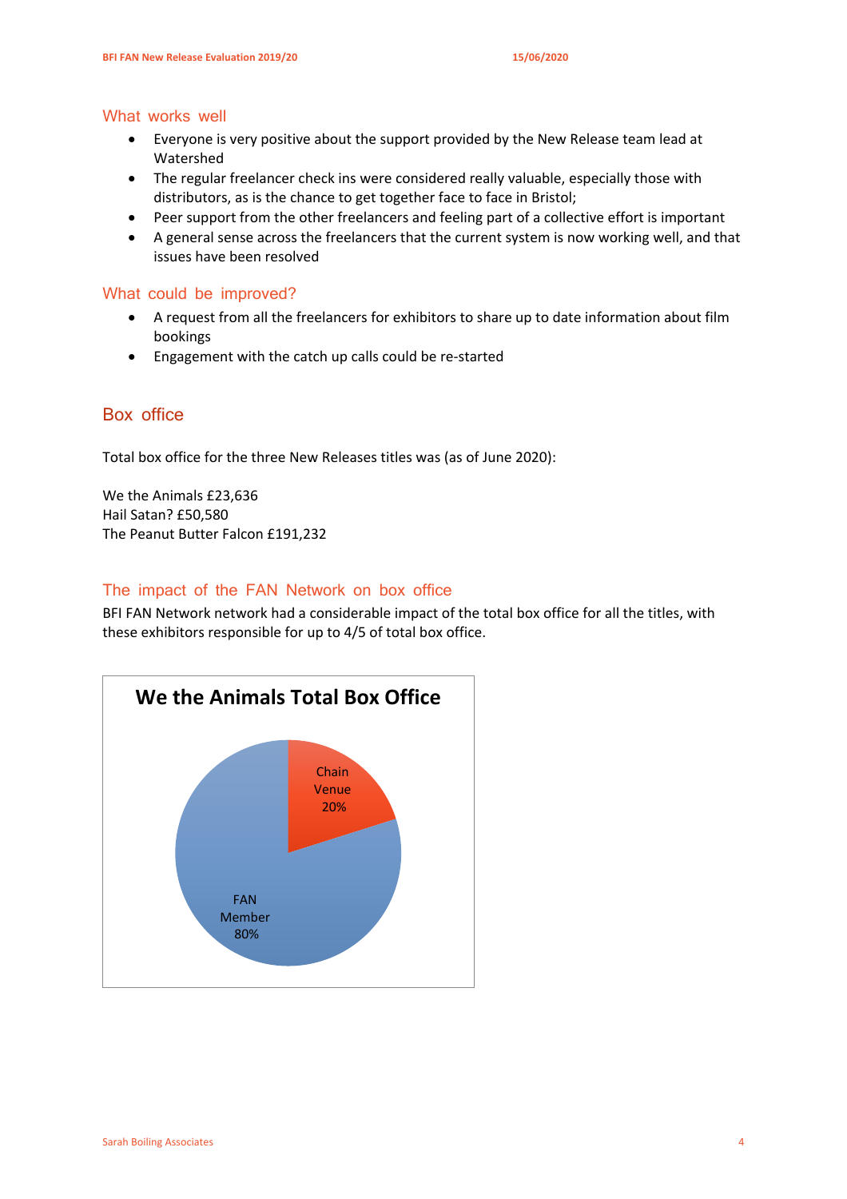## What works well

- Everyone is very positive about the support provided by the New Release team lead at Watershed
- The regular freelancer check ins were considered really valuable, especially those with distributors, as is the chance to get together face to face in Bristol;
- Peer support from the other freelancers and feeling part of a collective effort is important
- A general sense across the freelancers that the current system is now working well, and that issues have been resolved

## What could be improved?

- A request from all the freelancers for exhibitors to share up to date information about film bookings
- Engagement with the catch up calls could be re-started

# Box office

Total box office for the three New Releases titles was (as of June 2020):

We the Animals £23,636
Hail Satan? £50,580
The Peanut Butter Falcon £191,232

## The impact of the FAN Network on box office

BFI FAN Network network had a considerable impact of the total box office for all the titles, with these exhibitors responsible for up to 4/5 of total box office.

**We the Animals Total Box Office**

| Category | Share |
|---|---|
| Chain Venue | 20% |
| FAN Member | 80% |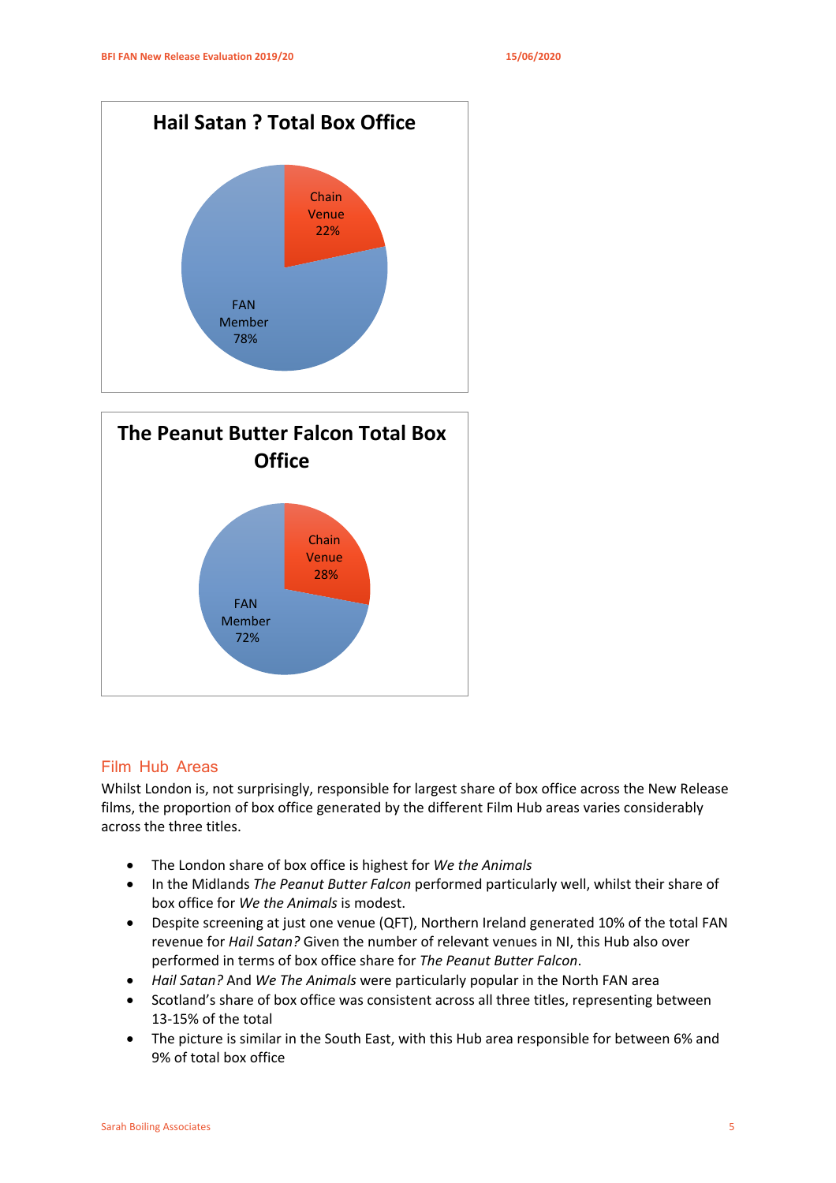**Hail Satan ? Total Box Office**

| Category | Share |
|---|---|
| Chain Venue | 22% |
| FAN Member | 78% |

**The Peanut Butter Falcon Total Box Office**

| Category | Share |
|---|---|
| Chain Venue | 28% |
| FAN Member | 72% |

## Film Hub Areas

Whilst London is, not surprisingly, responsible for largest share of box office across the New Release films, the proportion of box office generated by the different Film Hub areas varies considerably across the three titles.

- The London share of box office is highest for *We the Animals*
- In the Midlands *The Peanut Butter Falcon* performed particularly well, whilst their share of box office for *We the Animals* is modest.
- Despite screening at just one venue (QFT), Northern Ireland generated 10% of the total FAN revenue for *Hail Satan?* Given the number of relevant venues in NI, this Hub also over performed in terms of box office share for *The Peanut Butter Falcon*.
- *Hail Satan?* And *We The Animals* were particularly popular in the North FAN area
- Scotland's share of box office was consistent across all three titles, representing between 13-15% of the total
- The picture is similar in the South East, with this Hub area responsible for between 6% and 9% of total box office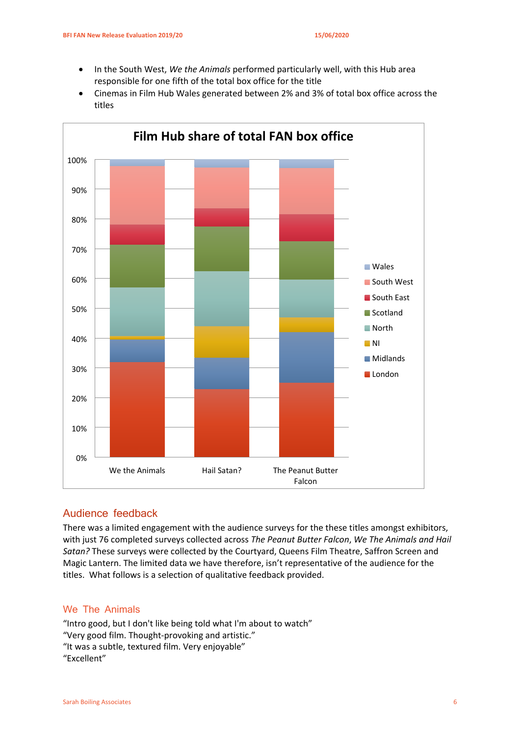- In the South West, *We the Animals* performed particularly well, with this Hub area responsible for one fifth of the total box office for the title
- Cinemas in Film Hub Wales generated between 2% and 3% of total box office across the titles

**Film Hub share of total FAN box office**

## Audience feedback

There was a limited engagement with the audience surveys for the these titles amongst exhibitors, with just 76 completed surveys collected across *The Peanut Butter Falcon*, *We The Animals and Hail Satan?* These surveys were collected by the Courtyard, Queens Film Theatre, Saffron Screen and Magic Lantern. The limited data we have therefore, isn't representative of the audience for the titles. What follows is a selection of qualitative feedback provided.

### We The Animals

"Intro good, but I don't like being told what I'm about to watch"
"Very good film. Thought-provoking and artistic."
"It was a subtle, textured film. Very enjoyable"
"Excellent"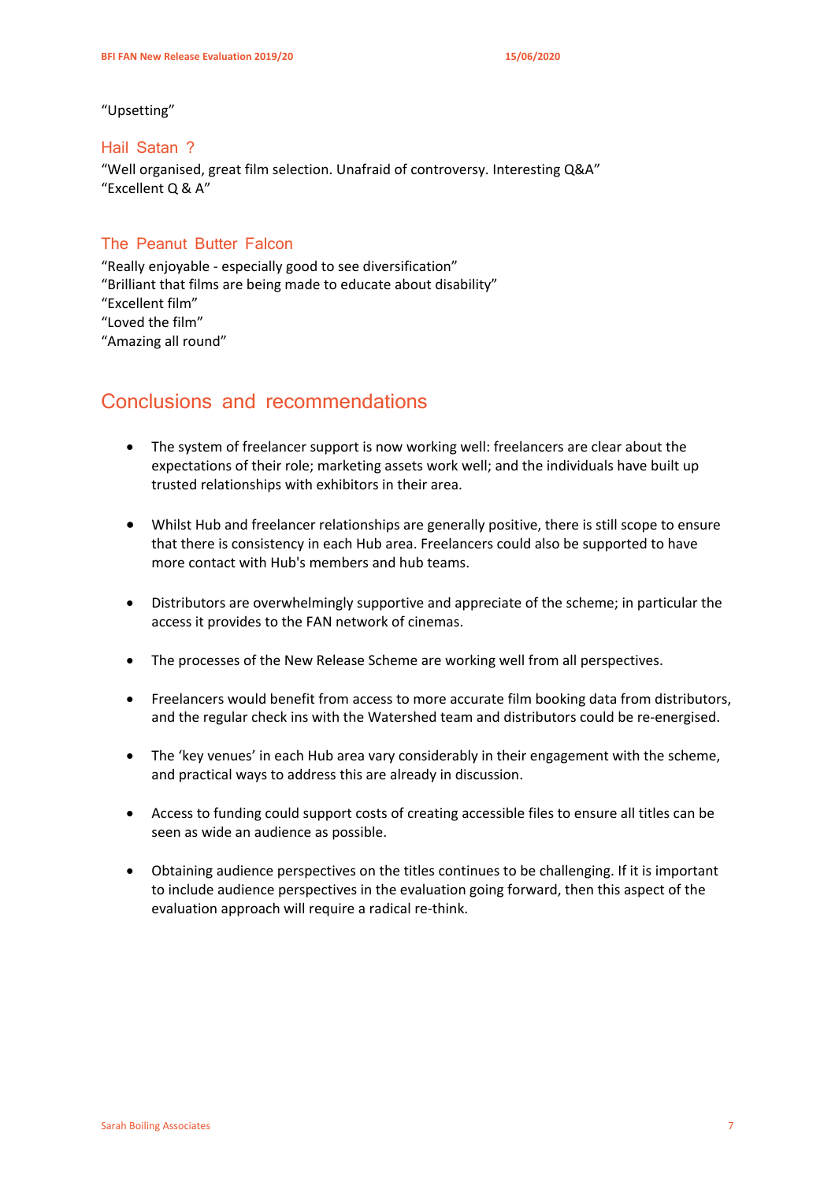"Upsetting"

### Hail Satan ?

"Well organised, great film selection. Unafraid of controversy. Interesting Q&A"
"Excellent Q & A"

### The Peanut Butter Falcon

"Really enjoyable - especially good to see diversification"
"Brilliant that films are being made to educate about disability"
"Excellent film"
"Loved the film"
"Amazing all round"

## Conclusions and recommendations

- The system of freelancer support is now working well: freelancers are clear about the expectations of their role; marketing assets work well; and the individuals have built up trusted relationships with exhibitors in their area.

- Whilst Hub and freelancer relationships are generally positive, there is still scope to ensure that there is consistency in each Hub area. Freelancers could also be supported to have more contact with Hub's members and hub teams.

- Distributors are overwhelmingly supportive and appreciate of the scheme; in particular the access it provides to the FAN network of cinemas.

- The processes of the New Release Scheme are working well from all perspectives.

- Freelancers would benefit from access to more accurate film booking data from distributors, and the regular check ins with the Watershed team and distributors could be re-energised.

- The 'key venues' in each Hub area vary considerably in their engagement with the scheme, and practical ways to address this are already in discussion.

- Access to funding could support costs of creating accessible files to ensure all titles can be seen as wide an audience as possible.

- Obtaining audience perspectives on the titles continues to be challenging. If it is important to include audience perspectives in the evaluation going forward, then this aspect of the evaluation approach will require a radical re-think.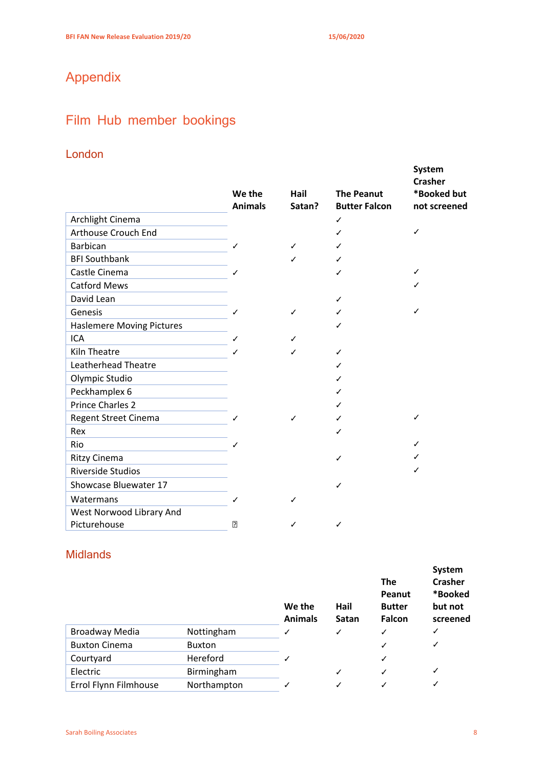# Appendix

## Film Hub member bookings

### London

| | We the Animals | Hail Satan? | The Peanut Butter Falcon | System Crasher *Booked but not screened |
|---|---|---|---|---|
| Archlight Cinema | | | ✓ | |
| Arthouse Crouch End | | | ✓ | ✓ |
| Barbican | ✓ | ✓ | ✓ | |
| BFI Southbank | | ✓ | ✓ | |
| Castle Cinema | ✓ | | ✓ | ✓ |
| Catford Mews | | | | ✓ |
| David Lean | | | ✓ | |
| Genesis | ✓ | ✓ | ✓ | ✓ |
| Haslemere Moving Pictures | | | ✓ | |
| ICA | ✓ | ✓ | | |
| Kiln Theatre | ✓ | ✓ | ✓ | |
| Leatherhead Theatre | | | ✓ | |
| Olympic Studio | | | ✓ | |
| Peckhamplex 6 | | | ✓ | |
| Prince Charles 2 | | | ✓ | |
| Regent Street Cinema | ✓ | ✓ | ✓ | ✓ |
| Rex | | | ✓ | |
| Rio | ✓ | | | ✓ |
| Ritzy Cinema | | | ✓ | ✓ |
| Riverside Studios | | | | ✓ |
| Showcase Bluewater 17 | | | ✓ | |
| Watermans | ✓ | ✓ | | |
| West Norwood Library And Picturehouse | ? | ✓ | ✓ | |

### Midlands

| | | We the Animals | Hail Satan | The Peanut Butter Falcon | System Crasher *Booked but not screened |
|---|---|---|---|---|---|
| Broadway Media | Nottingham | ✓ | ✓ | ✓ | ✓ |
| Buxton Cinema | Buxton | | | ✓ | ✓ |
| Courtyard | Hereford | ✓ | | ✓ | |
| Electric | Birmingham | | ✓ | ✓ | ✓ |
| Errol Flynn Filmhouse | Northampton | ✓ | ✓ | ✓ | ✓ |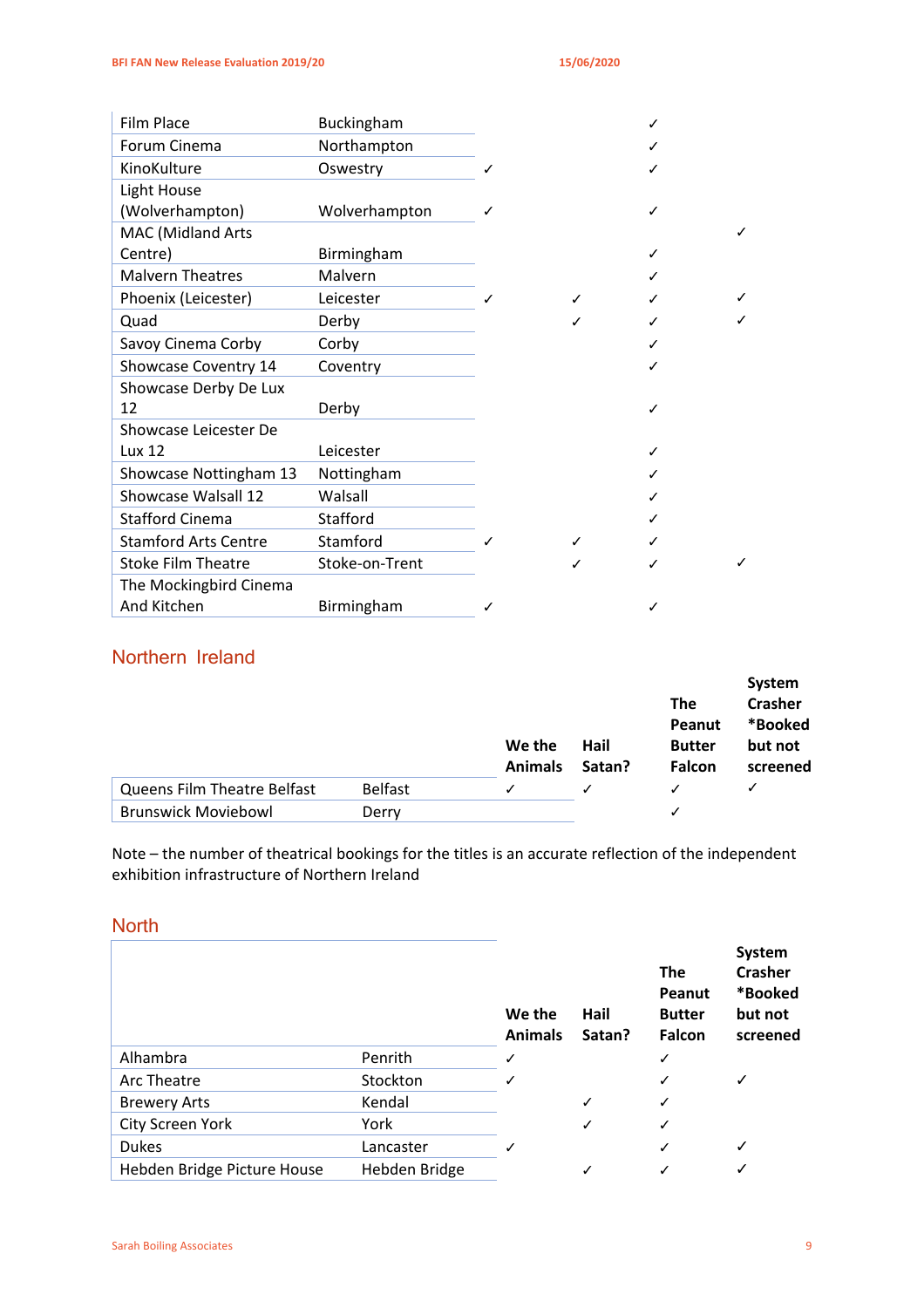| | | | | | |
|---|---|---|---|---|---|
| Film Place | Buckingham | | | ✓ | |
| Forum Cinema | Northampton | | | ✓ | |
| KinoKulture | Oswestry | ✓ | | ✓ | |
| Light House (Wolverhampton) | Wolverhampton | ✓ | | ✓ | |
| MAC (Midland Arts Centre) | Birmingham | | | ✓ | ✓ |
| Malvern Theatres | Malvern | | | ✓ | |
| Phoenix (Leicester) | Leicester | ✓ | ✓ | ✓ | ✓ |
| Quad | Derby | | ✓ | ✓ | ✓ |
| Savoy Cinema Corby | Corby | | | ✓ | |
| Showcase Coventry 14 | Coventry | | | ✓ | |
| Showcase Derby De Lux 12 | Derby | | | ✓ | |
| Showcase Leicester De Lux 12 | Leicester | | | ✓ | |
| Showcase Nottingham 13 | Nottingham | | | ✓ | |
| Showcase Walsall 12 | Walsall | | | ✓ | |
| Stafford Cinema | Stafford | | | ✓ | |
| Stamford Arts Centre | Stamford | ✓ | ✓ | ✓ | |
| Stoke Film Theatre | Stoke-on-Trent | | ✓ | ✓ | ✓ |
| The Mockingbird Cinema And Kitchen | Birmingham | ✓ | | ✓ | |

## Northern Ireland

| | | **We the Animals** | **Hail Satan?** | **The Peanut Butter Falcon** | **System Crasher *Booked but not screened** |
|---|---|---|---|---|---|
| Queens Film Theatre Belfast | Belfast | ✓ | ✓ | ✓ | ✓ |
| Brunswick Moviebowl | Derry | | | ✓ | |

Note – the number of theatrical bookings for the titles is an accurate reflection of the independent exhibition infrastructure of Northern Ireland

## North

| | | **We the Animals** | **Hail Satan?** | **The Peanut Butter Falcon** | **System Crasher *Booked but not screened** |
|---|---|---|---|---|---|
| Alhambra | Penrith | ✓ | | ✓ | |
| Arc Theatre | Stockton | ✓ | | ✓ | ✓ |
| Brewery Arts | Kendal | | ✓ | ✓ | |
| City Screen York | York | | ✓ | ✓ | |
| Dukes | Lancaster | ✓ | | ✓ | ✓ |
| Hebden Bridge Picture House | Hebden Bridge | | ✓ | ✓ | ✓ |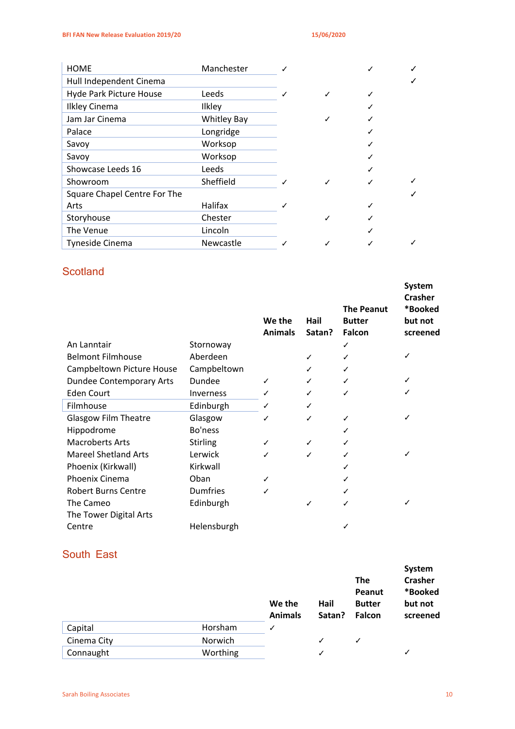| | | | | | |
|---|---|---|---|---|---|
| HOME | Manchester | ✓ | | ✓ | ✓ |
| Hull Independent Cinema | | | | | ✓ |
| Hyde Park Picture House | Leeds | ✓ | ✓ | ✓ | |
| Ilkley Cinema | Ilkley | | | ✓ | |
| Jam Jar Cinema | Whitley Bay | | ✓ | ✓ | |
| Palace | Longridge | | | ✓ | |
| Savoy | Worksop | | | ✓ | |
| Savoy | Worksop | | | ✓ | |
| Showcase Leeds 16 | Leeds | | | ✓ | |
| Showroom | Sheffield | ✓ | ✓ | ✓ | ✓ |
| Square Chapel Centre For The Arts | Halifax | ✓ | | ✓ | ✓ |
| Storyhouse | Chester | | ✓ | ✓ | |
| The Venue | Lincoln | | | ✓ | |
| Tyneside Cinema | Newcastle | ✓ | ✓ | ✓ | ✓ |

## Scotland

| | | We the Animals | Hail Satan? | The Peanut Butter Falcon | System Crasher *Booked but not screened |
|---|---|---|---|---|---|
| An Lanntair | Stornoway | | | ✓ | |
| Belmont Filmhouse | Aberdeen | | ✓ | ✓ | ✓ |
| Campbeltown Picture House | Campbeltown | | ✓ | ✓ | |
| Dundee Contemporary Arts | Dundee | ✓ | ✓ | ✓ | ✓ |
| Eden Court | Inverness | ✓ | ✓ | ✓ | ✓ |
| Filmhouse | Edinburgh | ✓ | ✓ | | |
| Glasgow Film Theatre | Glasgow | ✓ | ✓ | ✓ | ✓ |
| Hippodrome | Bo'ness | | | ✓ | |
| Macroberts Arts | Stirling | ✓ | ✓ | ✓ | |
| Mareel Shetland Arts | Lerwick | ✓ | ✓ | ✓ | ✓ |
| Phoenix (Kirkwall) | Kirkwall | | | ✓ | |
| Phoenix Cinema | Oban | ✓ | | ✓ | |
| Robert Burns Centre | Dumfries | ✓ | | ✓ | |
| The Cameo | Edinburgh | | ✓ | ✓ | ✓ |
| The Tower Digital Arts Centre | Helensburgh | | | ✓ | |

## South East

| | | We the Animals | Hail Satan? | The Peanut Butter Falcon | System Crasher *Booked but not screened |
|---|---|---|---|---|---|
| Capital | Horsham | ✓ | | | |
| Cinema City | Norwich | | ✓ | ✓ | |
| Connaught | Worthing | | ✓ | | ✓ |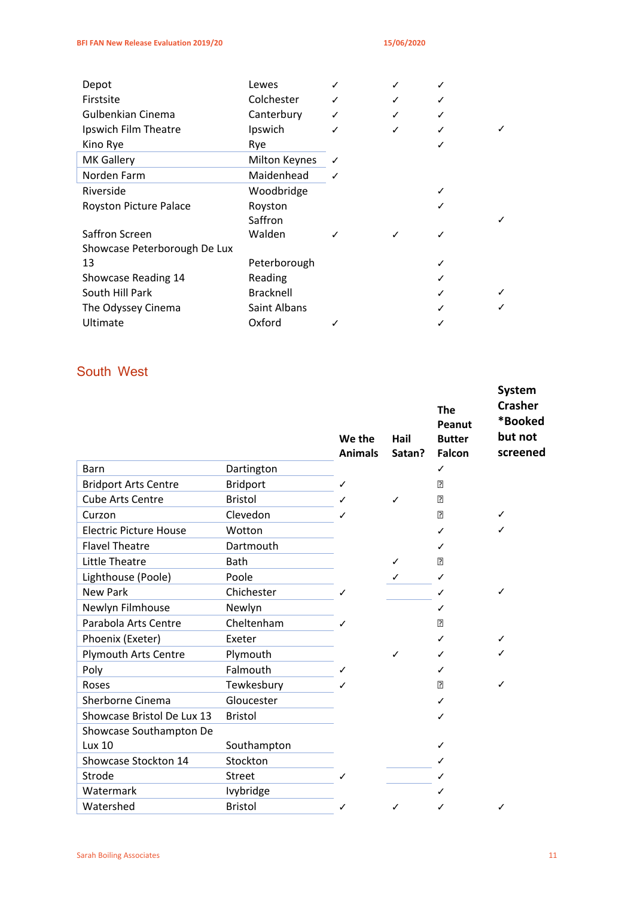| | | | | | |
|---|---|---|---|---|---|
| Depot | Lewes | ✓ | ✓ | ✓ | |
| Firstsite | Colchester | ✓ | ✓ | ✓ | |
| Gulbenkian Cinema | Canterbury | ✓ | ✓ | ✓ | |
| Ipswich Film Theatre | Ipswich | ✓ | ✓ | ✓ | ✓ |
| Kino Rye | Rye | | | ✓ | |
| MK Gallery | Milton Keynes | ✓ | | | |
| Norden Farm | Maidenhead | ✓ | | | |
| Riverside | Woodbridge | | | ✓ | |
| Royston Picture Palace | Royston | | | ✓ | |
| Saffron Screen | Saffron Walden | ✓ | ✓ | ✓ | ✓ |
| Showcase Peterborough De Lux 13 | Peterborough | | | ✓ | |
| Showcase Reading 14 | Reading | | | ✓ | |
| South Hill Park | Bracknell | | | ✓ | ✓ |
| The Odyssey Cinema | Saint Albans | | | ✓ | ✓ |
| Ultimate | Oxford | ✓ | | ✓ | |

## South West

| | | We the Animals | Hail Satan? | The Peanut Butter Falcon | System Crasher *Booked but not screened |
|---|---|---|---|---|---|
| Barn | Dartington | | | ✓ | |
| Bridport Arts Centre | Bridport | ✓ | | ? | |
| Cube Arts Centre | Bristol | ✓ | ✓ | ? | |
| Curzon | Clevedon | ✓ | | ? | ✓ |
| Electric Picture House | Wotton | | | ✓ | ✓ |
| Flavel Theatre | Dartmouth | | | ✓ | |
| Little Theatre | Bath | | ✓ | ? | |
| Lighthouse (Poole) | Poole | | ✓ | ✓ | |
| New Park | Chichester | ✓ | | ✓ | ✓ |
| Newlyn Filmhouse | Newlyn | | | ✓ | |
| Parabola Arts Centre | Cheltenham | ✓ | | ? | |
| Phoenix (Exeter) | Exeter | | | ✓ | ✓ |
| Plymouth Arts Centre | Plymouth | | ✓ | ✓ | ✓ |
| Poly | Falmouth | ✓ | | ✓ | |
| Roses | Tewkesbury | ✓ | | ? | ✓ |
| Sherborne Cinema | Gloucester | | | ✓ | |
| Showcase Bristol De Lux 13 | Bristol | | | ✓ | |
| Showcase Southampton De Lux 10 | Southampton | | | ✓ | |
| Showcase Stockton 14 | Stockton | | | ✓ | |
| Strode | Street | ✓ | | ✓ | |
| Watermark | Ivybridge | | | ✓ | |
| Watershed | Bristol | ✓ | ✓ | ✓ | ✓ |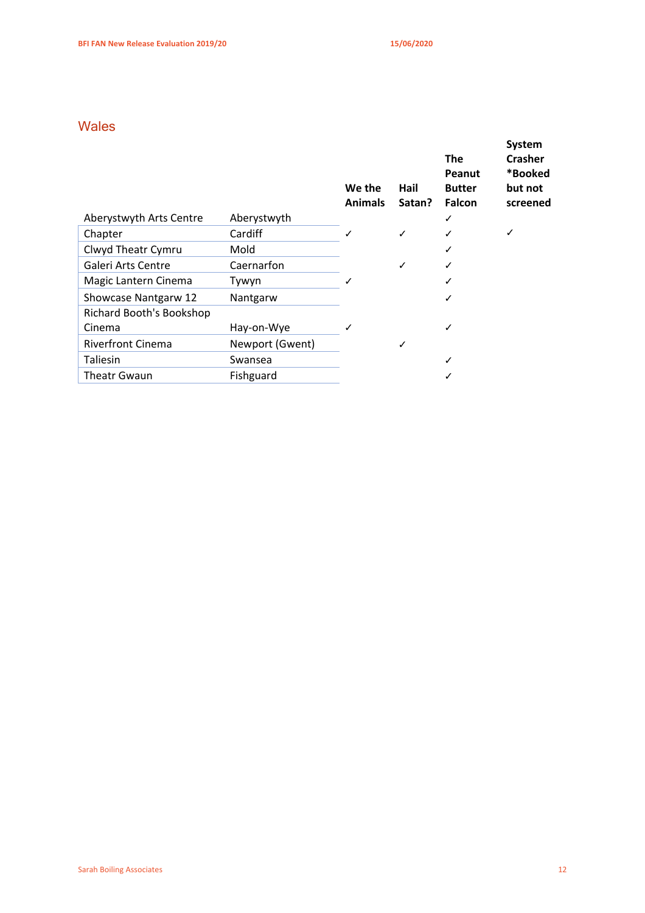## Wales

| | | We the Animals | Hail Satan? | The Peanut Butter Falcon | System Crasher *Booked but not screened |
|---|---|---|---|---|---|
| Aberystwyth Arts Centre | Aberystwyth | | | ✓ | |
| Chapter | Cardiff | ✓ | ✓ | ✓ | ✓ |
| Clwyd Theatr Cymru | Mold | | | ✓ | |
| Galeri Arts Centre | Caernarfon | | ✓ | ✓ | |
| Magic Lantern Cinema | Tywyn | ✓ | | ✓ | |
| Showcase Nantgarw 12 | Nantgarw | | | ✓ | |
| Richard Booth's Bookshop Cinema | Hay-on-Wye | ✓ | | ✓ | |
| Riverfront Cinema | Newport (Gwent) | | ✓ | | |
| Taliesin | Swansea | | | ✓ | |
| Theatr Gwaun | Fishguard | | | ✓ | |